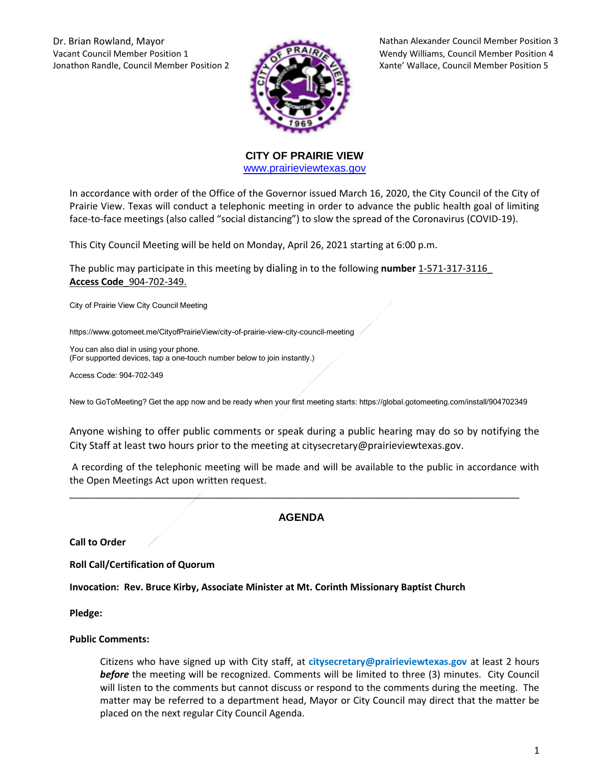Dr. Brian Rowland, Mayor
Vacant Council Member Position 1
Jonathon Randle, Council Member Position 2

Nathan Alexander Council Member Position 3
Wendy Williams, Council Member Position 4
Xante' Wallace, Council Member Position 5

## CITY OF PRAIRIE VIEW

www.prairieviewtexas.gov

In accordance with order of the Office of the Governor issued March 16, 2020, the City Council of the City of Prairie View. Texas will conduct a telephonic meeting in order to advance the public health goal of limiting face-to-face meetings (also called "social distancing") to slow the spread of the Coronavirus (COVID-19).

This City Council Meeting will be held on Monday, April 26, 2021 starting at 6:00 p.m.

The public may participate in this meeting by dialing in to the following **number** 1-571-317-3116_ **Access Code**_904-702-349.

City of Prairie View City Council Meeting

https://www.gotomeet.me/CityofPrairieView/city-of-prairie-view-city-council-meeting

You can also dial in using your phone.
(For supported devices, tap a one-touch number below to join instantly.)

Access Code: 904-702-349

New to GoToMeeting? Get the app now and be ready when your first meeting starts: https://global.gotomeeting.com/install/904702349

Anyone wishing to offer public comments or speak during a public hearing may do so by notifying the City Staff at least two hours prior to the meeting at citysecretary@prairieviewtexas.gov.

A recording of the telephonic meeting will be made and will be available to the public in accordance with the Open Meetings Act upon written request.

---

## AGENDA

**Call to Order**

**Roll Call/Certification of Quorum**

**Invocation: Rev. Bruce Kirby, Associate Minister at Mt. Corinth Missionary Baptist Church**

**Pledge:**

**Public Comments:**

Citizens who have signed up with City staff, at **citysecretary@prairieviewtexas.gov** at least 2 hours ***before*** the meeting will be recognized. Comments will be limited to three (3) minutes. City Council will listen to the comments but cannot discuss or respond to the comments during the meeting. The matter may be referred to a department head, Mayor or City Council may direct that the matter be placed on the next regular City Council Agenda.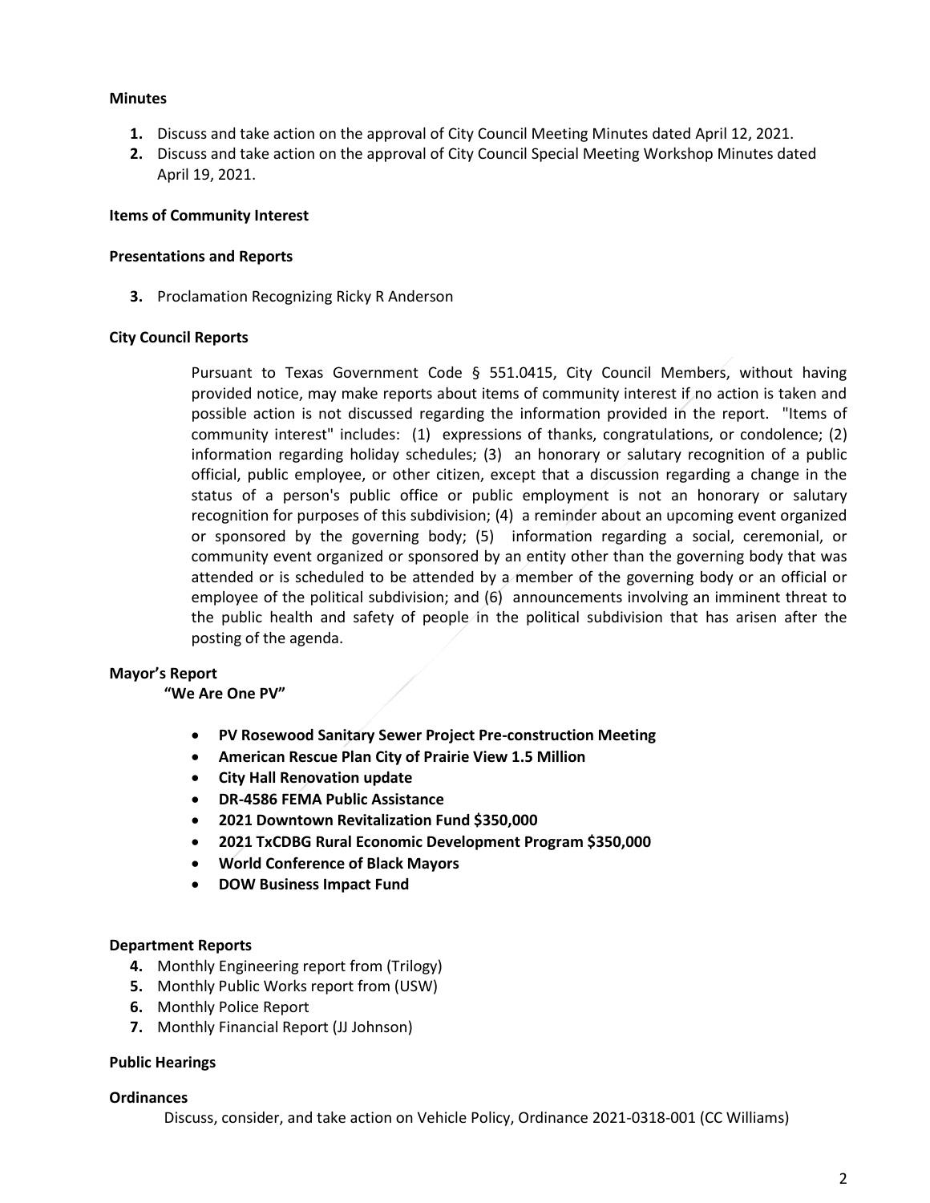**Minutes**

1. Discuss and take action on the approval of City Council Meeting Minutes dated April 12, 2021.
2. Discuss and take action on the approval of City Council Special Meeting Workshop Minutes dated April 19, 2021.

**Items of Community Interest**

**Presentations and Reports**

3. Proclamation Recognizing Ricky R Anderson

**City Council Reports**

Pursuant to Texas Government Code § 551.0415, City Council Members, without having provided notice, may make reports about items of community interest if no action is taken and possible action is not discussed regarding the information provided in the report. "Items of community interest" includes: (1) expressions of thanks, congratulations, or condolence; (2) information regarding holiday schedules; (3) an honorary or salutary recognition of a public official, public employee, or other citizen, except that a discussion regarding a change in the status of a person's public office or public employment is not an honorary or salutary recognition for purposes of this subdivision; (4) a reminder about an upcoming event organized or sponsored by the governing body; (5) information regarding a social, ceremonial, or community event organized or sponsored by an entity other than the governing body that was attended or is scheduled to be attended by a member of the governing body or an official or employee of the political subdivision; and (6) announcements involving an imminent threat to the public health and safety of people in the political subdivision that has arisen after the posting of the agenda.

**Mayor's Report**

**"We Are One PV"**

- **PV Rosewood Sanitary Sewer Project Pre-construction Meeting**
- **American Rescue Plan City of Prairie View 1.5 Million**
- **City Hall Renovation update**
- **DR-4586 FEMA Public Assistance**
- **2021 Downtown Revitalization Fund $350,000**
- **2021 TxCDBG Rural Economic Development Program $350,000**
- **World Conference of Black Mayors**
- **DOW Business Impact Fund**

**Department Reports**

4. Monthly Engineering report from (Trilogy)
5. Monthly Public Works report from (USW)
6. Monthly Police Report
7. Monthly Financial Report (JJ Johnson)

**Public Hearings**

**Ordinances**

Discuss, consider, and take action on Vehicle Policy, Ordinance 2021-0318-001 (CC Williams)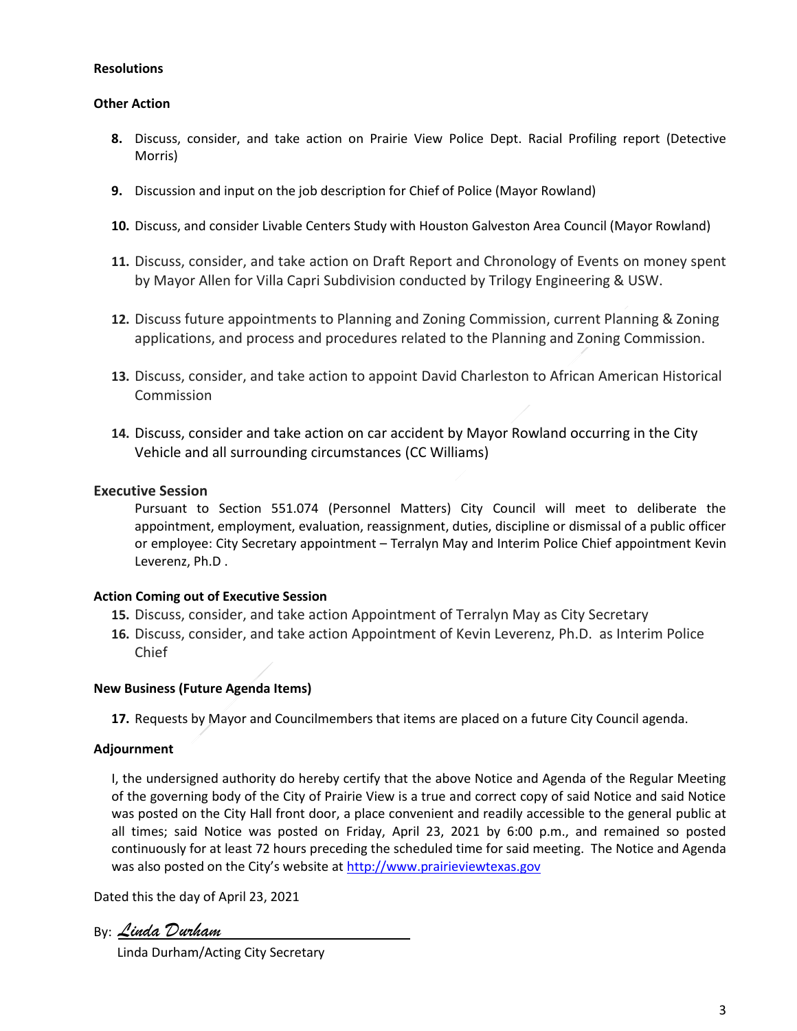**Resolutions**

**Other Action**

8. Discuss, consider, and take action on Prairie View Police Dept. Racial Profiling report (Detective Morris)

9. Discussion and input on the job description for Chief of Police (Mayor Rowland)

10. Discuss, and consider Livable Centers Study with Houston Galveston Area Council (Mayor Rowland)

11. Discuss, consider, and take action on Draft Report and Chronology of Events on money spent by Mayor Allen for Villa Capri Subdivision conducted by Trilogy Engineering & USW.

12. Discuss future appointments to Planning and Zoning Commission, current Planning & Zoning applications, and process and procedures related to the Planning and Zoning Commission.

13. Discuss, consider, and take action to appoint David Charleston to African American Historical Commission

14. Discuss, consider and take action on car accident by Mayor Rowland occurring in the City Vehicle and all surrounding circumstances (CC Williams)

**Executive Session**

Pursuant to Section 551.074 (Personnel Matters) City Council will meet to deliberate the appointment, employment, evaluation, reassignment, duties, discipline or dismissal of a public officer or employee: City Secretary appointment – Terralyn May and Interim Police Chief appointment Kevin Leverenz, Ph.D .

**Action Coming out of Executive Session**

15. Discuss, consider, and take action Appointment of Terralyn May as City Secretary
16. Discuss, consider, and take action Appointment of Kevin Leverenz, Ph.D. as Interim Police Chief

**New Business (Future Agenda Items)**

17. Requests by Mayor and Councilmembers that items are placed on a future City Council agenda.

**Adjournment**

I, the undersigned authority do hereby certify that the above Notice and Agenda of the Regular Meeting of the governing body of the City of Prairie View is a true and correct copy of said Notice and said Notice was posted on the City Hall front door, a place convenient and readily accessible to the general public at all times; said Notice was posted on Friday, April 23, 2021 by 6:00 p.m., and remained so posted continuously for at least 72 hours preceding the scheduled time for said meeting. The Notice and Agenda was also posted on the City's website at http://www.prairieviewtexas.gov

Dated this the day of April 23, 2021

By: *Linda Durham*

Linda Durham/Acting City Secretary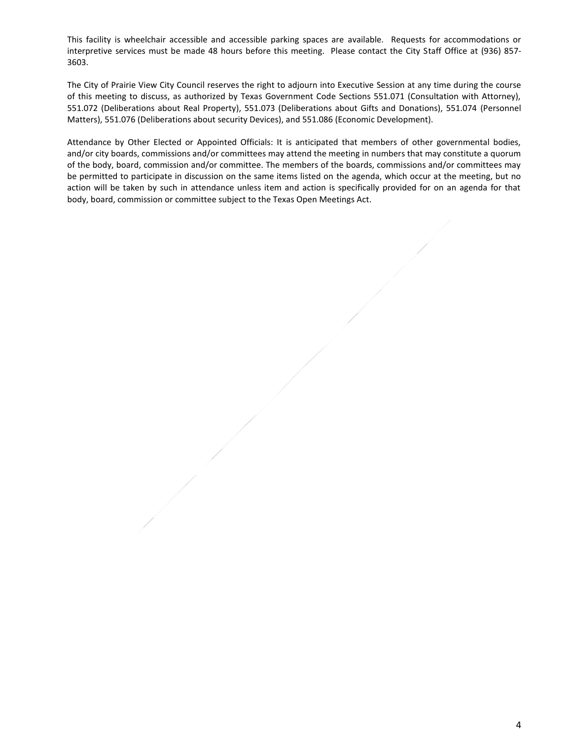This facility is wheelchair accessible and accessible parking spaces are available. Requests for accommodations or interpretive services must be made 48 hours before this meeting. Please contact the City Staff Office at (936) 857-3603.

The City of Prairie View City Council reserves the right to adjourn into Executive Session at any time during the course of this meeting to discuss, as authorized by Texas Government Code Sections 551.071 (Consultation with Attorney), 551.072 (Deliberations about Real Property), 551.073 (Deliberations about Gifts and Donations), 551.074 (Personnel Matters), 551.076 (Deliberations about security Devices), and 551.086 (Economic Development).

Attendance by Other Elected or Appointed Officials: It is anticipated that members of other governmental bodies, and/or city boards, commissions and/or committees may attend the meeting in numbers that may constitute a quorum of the body, board, commission and/or committee. The members of the boards, commissions and/or committees may be permitted to participate in discussion on the same items listed on the agenda, which occur at the meeting, but no action will be taken by such in attendance unless item and action is specifically provided for on an agenda for that body, board, commission or committee subject to the Texas Open Meetings Act.